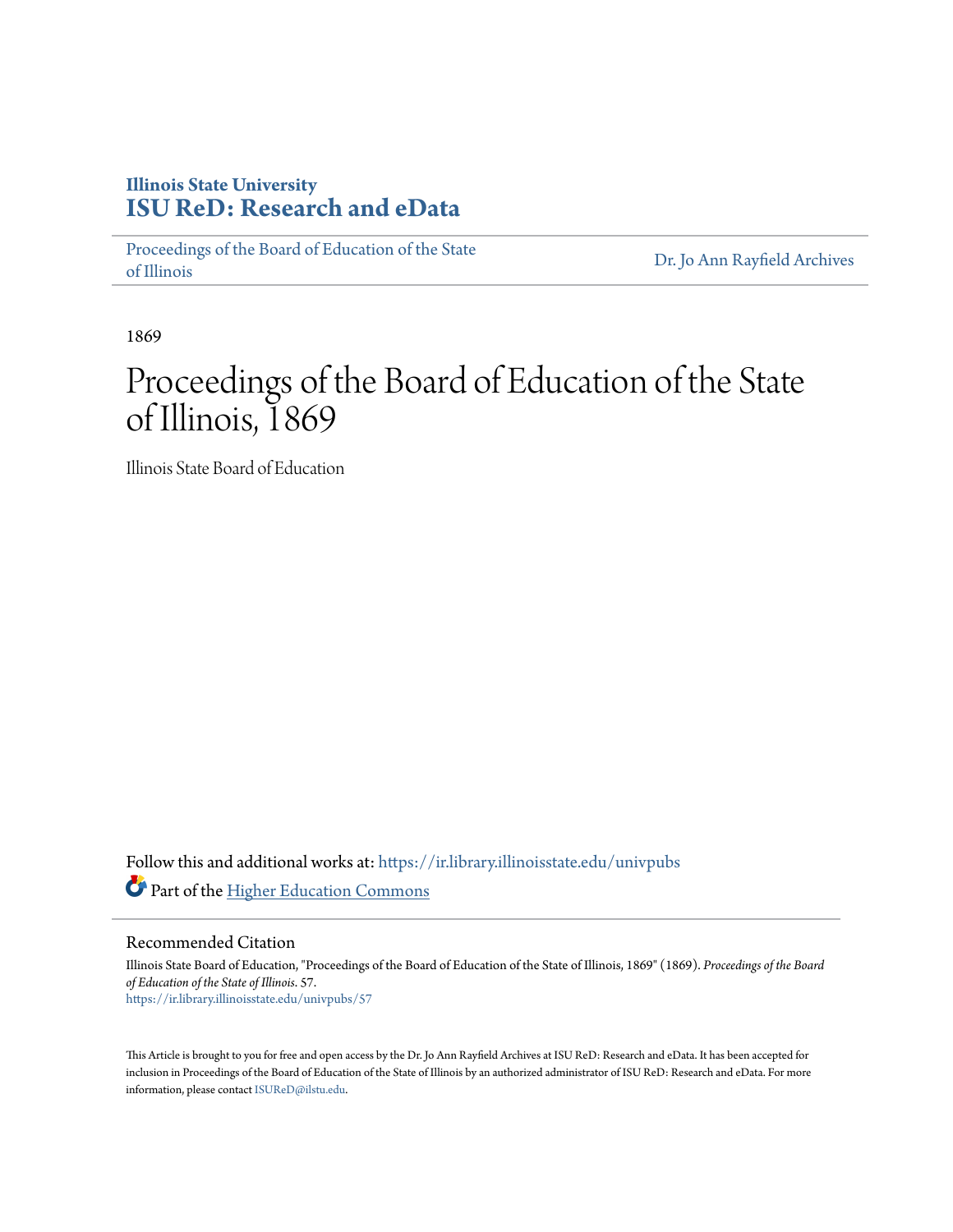**Illinois State University**
**ISU ReD: Research and eData**

Proceedings of the Board of Education of the State of Illinois | Dr. Jo Ann Rayfield Archives

1869

# Proceedings of the Board of Education of the State of Illinois, 1869

Illinois State Board of Education

Follow this and additional works at: https://ir.library.illinoisstate.edu/univpubs

Part of the Higher Education Commons

## Recommended Citation

Illinois State Board of Education, "Proceedings of the Board of Education of the State of Illinois, 1869" (1869). *Proceedings of the Board of Education of the State of Illinois*. 57.
https://ir.library.illinoisstate.edu/univpubs/57

This Article is brought to you for free and open access by the Dr. Jo Ann Rayfield Archives at ISU ReD: Research and eData. It has been accepted for inclusion in Proceedings of the Board of Education of the State of Illinois by an authorized administrator of ISU ReD: Research and eData. For more information, please contact ISUReD@ilstu.edu.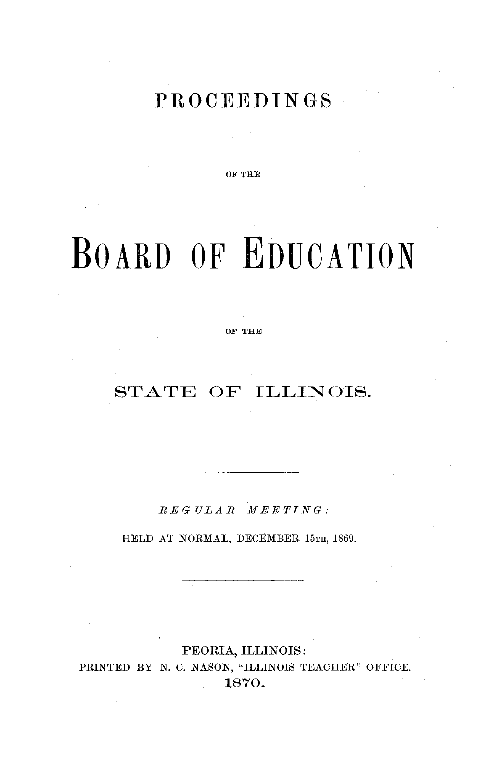# PROCEEDINGS

OF THE

# BOARD OF EDUCATION

OF THE

## STATE OF ILLINOIS.

---

*REGULAR MEETING:*

HELD AT NORMAL, DECEMBER 15TH, 1869.

---

PEORIA, ILLINOIS:
PRINTED BY N. C. NASON, "ILLINOIS TEACHER" OFFICE.
1870.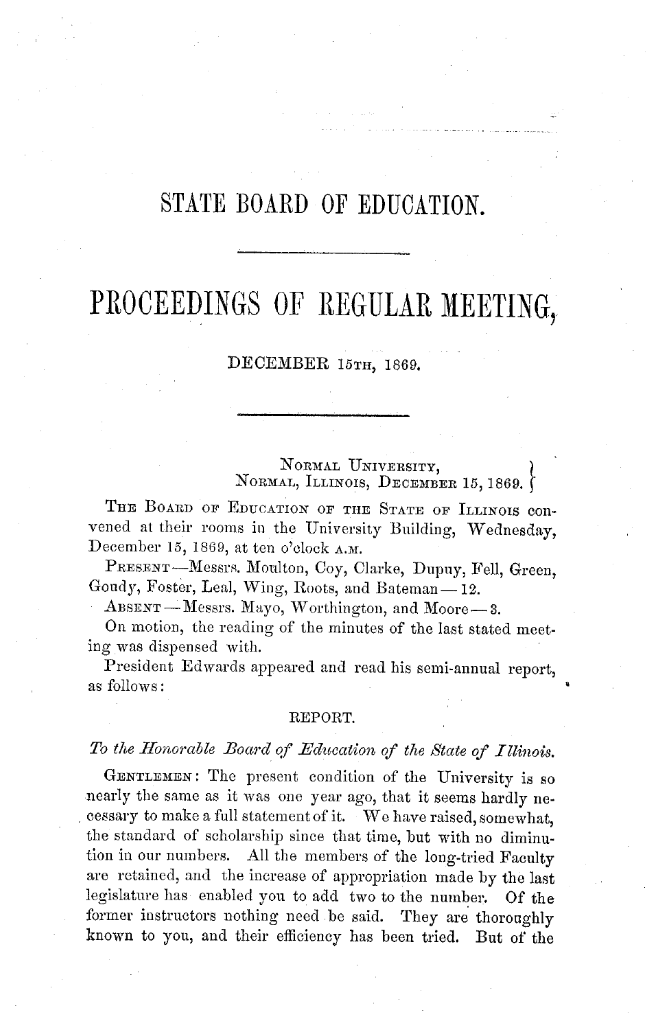# STATE BOARD OF EDUCATION.

## PROCEEDINGS OF REGULAR MEETING,

### DECEMBER 15TH, 1869.

NORMAL UNIVERSITY,
NORMAL, ILLINOIS, DECEMBER 15, 1869.

THE BOARD OF EDUCATION OF THE STATE OF ILLINOIS convened at their rooms in the University Building, Wednesday, December 15, 1869, at ten o'clock A.M.

PRESENT—Messrs. Moulton, Coy, Clarke, Dupuy, Fell, Green, Goudy, Foster, Leal, Wing, Roots, and Bateman—12.

ABSENT—Messrs. Mayo, Worthington, and Moore—3.

On motion, the reading of the minutes of the last stated meeting was dispensed with.

President Edwards appeared and read his semi-annual report, as follows:

REPORT.

*To the Honorable Board of Education of the State of Illinois.*

GENTLEMEN: The present condition of the University is so nearly the same as it was one year ago, that it seems hardly necessary to make a full statement of it. We have raised, somewhat, the standard of scholarship since that time, but with no diminution in our numbers. All the members of the long-tried Faculty are retained, and the increase of appropriation made by the last legislature has enabled you to add two to the number. Of the former instructors nothing need be said. They are thoroughly known to you, and their efficiency has been tried. But of the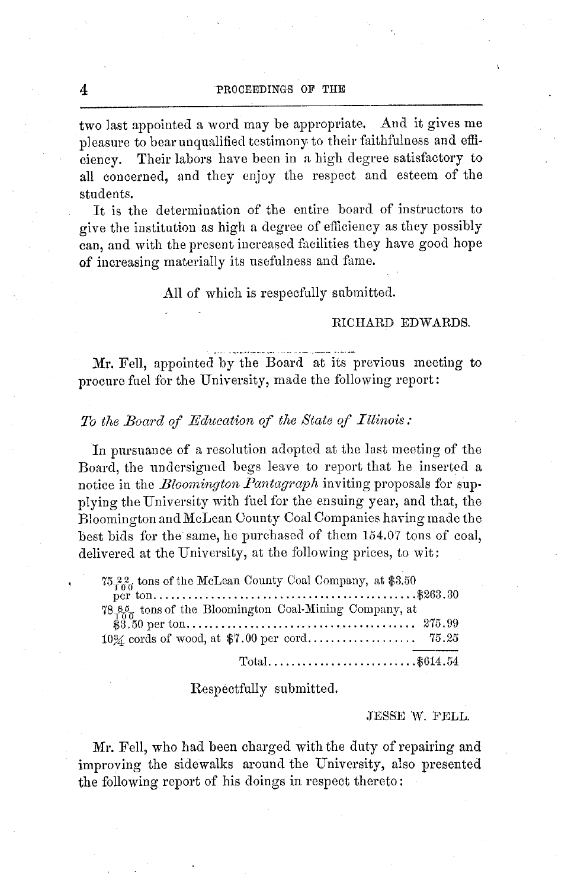two last appointed a word may be appropriate. And it gives me pleasure to bear unqualified testimony to their faithfulness and efficiency. Their labors have been in a high degree satisfactory to all concerned, and they enjoy the respect and esteem of the students.

It is the determination of the entire board of instructors to give the institution as high a degree of efficiency as they possibly can, and with the present increased facilities they have good hope of increasing materially its usefulness and fame.

All of which is respecfully submitted.

RICHARD EDWARDS.

---

Mr. Fell, appointed by the Board at its previous meeting to procure fuel for the University, made the following report:

*To the Board of Education of the State of Illinois:*

In pursuance of a resolution adopted at the last meeting of the Board, the undersigned begs leave to report that he inserted a notice in the *Bloomington Pantagraph* inviting proposals for supplying the University with fuel for the ensuing year, and that, the Bloomington and McLean County Coal Companies having made the best bids for the same, he purchased of them 154.07 tons of coal, delivered at the University, at the following prices, to wit:

| | |
|---|---|
| $75\frac{22}{100}$ tons of the McLean County Coal Company, at $3.50 per ton | $263.30 |
| $78\frac{85}{100}$ tons of the Bloomington Coal-Mining Company, at $3.50 per ton | 275.99 |
| 10¾ cords of wood, at $7.00 per cord | 75.25 |
| Total | $614.54 |

Respectfully submitted.

JESSE W. FELL.

Mr. Fell, who had been charged with the duty of repairing and improving the sidewalks around the University, also presented the following report of his doings in respect thereto: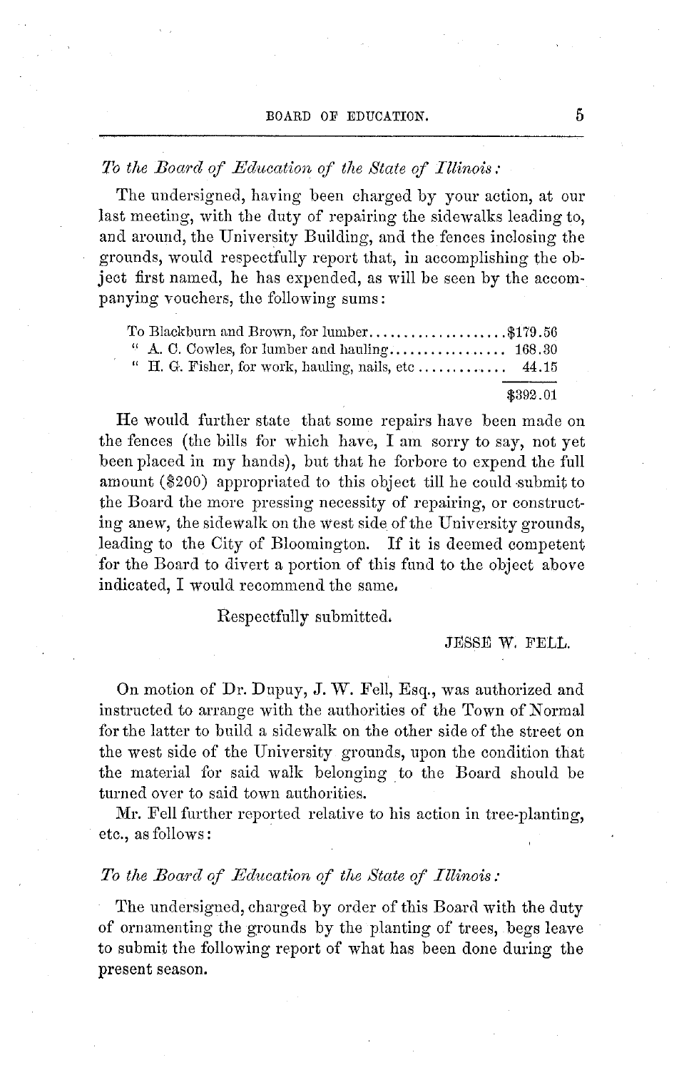*To the Board of Education of the State of Illinois:*

The undersigned, having been charged by your action, at our last meeting, with the duty of repairing the sidewalks leading to, and around, the University Building, and the fences inclosing the grounds, would respectfully report that, in accomplishing the object first named, he has expended, as will be seen by the accompanying vouchers, the following sums:

| | |
|---|---|
| To Blackburn and Brown, for lumber | $179.56 |
| " A. C. Cowles, for lumber and hauling | 168.30 |
| " H. G. Fisher, for work, hauling, nails, etc | 44.15 |
| | $392.01 |

He would further state that some repairs have been made on the fences (the bills for which have, I am sorry to say, not yet been placed in my hands), but that he forbore to expend the full amount ($200) appropriated to this object till he could submit to the Board the more pressing necessity of repairing, or constructing anew, the sidewalk on the west side of the University grounds, leading to the City of Bloomington. If it is deemed competent for the Board to divert a portion of this fund to the object above indicated, I would recommend the same.

Respectfully submitted.

JESSE W. FELL.

On motion of Dr. Dupuy, J. W. Fell, Esq., was authorized and instructed to arrange with the authorities of the Town of Normal for the latter to build a sidewalk on the other side of the street on the west side of the University grounds, upon the condition that the material for said walk belonging to the Board should be turned over to said town authorities.

Mr. Fell further reported relative to his action in tree-planting, etc., as follows:

*To the Board of Education of the State of Illinois:*

The undersigned, charged by order of this Board with the duty of ornamenting the grounds by the planting of trees, begs leave to submit the following report of what has been done during the present season.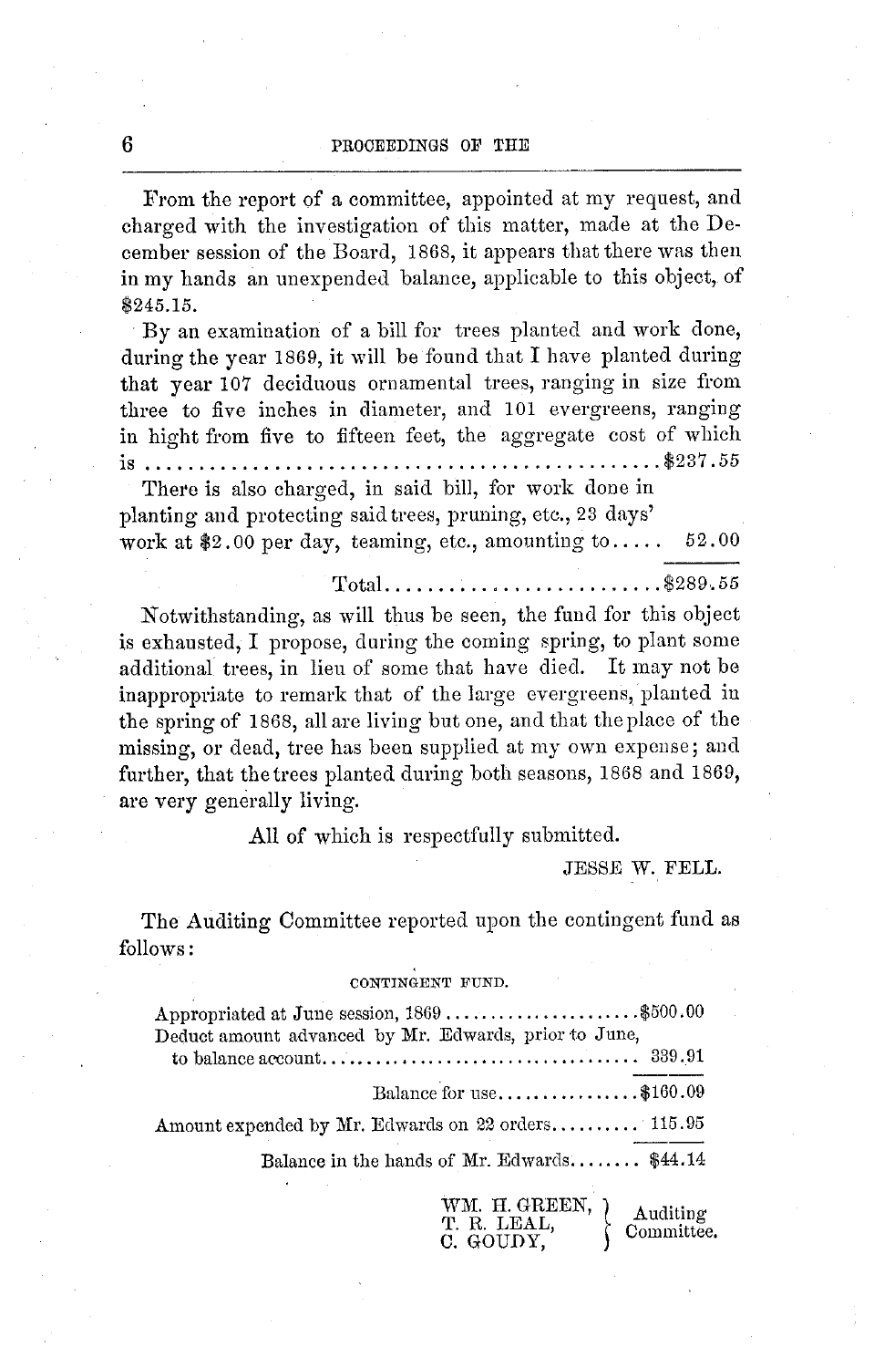From the report of a committee, appointed at my request, and charged with the investigation of this matter, made at the December session of the Board, 1868, it appears that there was then in my hands an unexpended balance, applicable to this object, of $245.15.

By an examination of a bill for trees planted and work done, during the year 1869, it will be found that I have planted during that year 107 deciduous ornamental trees, ranging in size from three to five inches in diameter, and 101 evergreens, ranging in hight from five to fifteen feet, the aggregate cost of which is ............................................... $237.55

There is also charged, in said bill, for work done in planting and protecting said trees, pruning, etc., 23 days' work at $2.00 per day, teaming, etc., amounting to..... 52.00

Total......................... $289.55

Notwithstanding, as will thus be seen, the fund for this object is exhausted, I propose, during the coming spring, to plant some additional trees, in lieu of some that have died. It may not be inappropriate to remark that of the large evergreens, planted in the spring of 1868, all are living but one, and that the place of the missing, or dead, tree has been supplied at my own expense; and further, that the trees planted during both seasons, 1868 and 1869, are very generally living.

All of which is respectfully submitted.

JESSE W. FELL.

The Auditing Committee reported upon the contingent fund as follows:

CONTINGENT FUND.

| | |
|---|---|
| Appropriated at June session, 1869 ..................... | $500.00 |
| Deduct amount advanced by Mr. Edwards, prior to June, to balance account.................................. | 339.91 |
| Balance for use............... | $160.09 |
| Amount expended by Mr. Edwards on 22 orders.......... | 115.95 |
| Balance in the hands of Mr. Edwards........ | $44.14 |

WM. H. GREEN,
T. R. LEAL,
C. GOUDY,
Auditing Committee.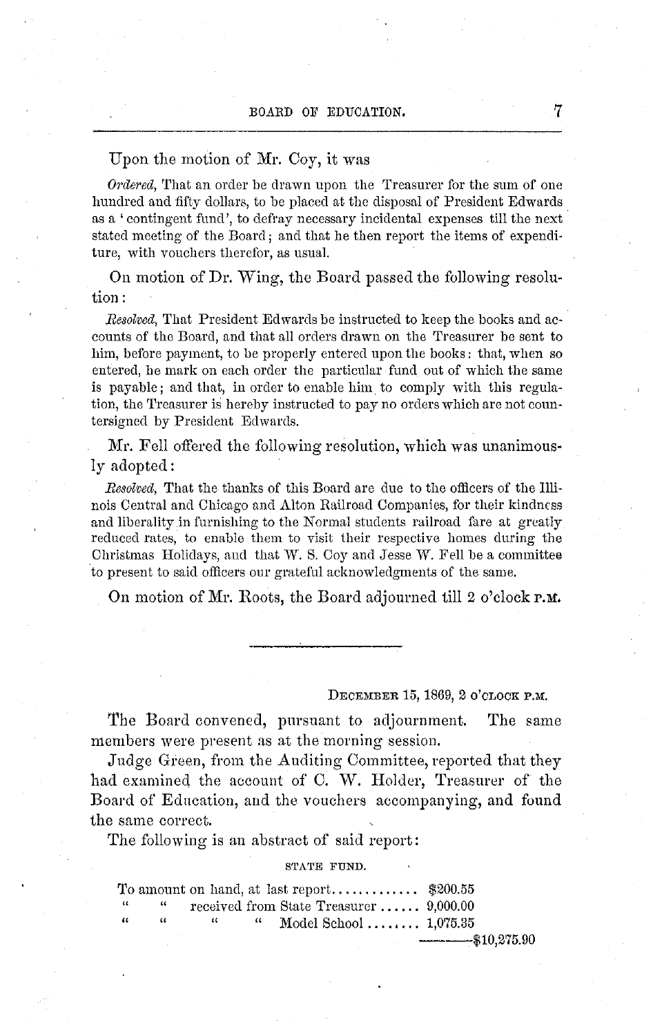Upon the motion of Mr. Coy, it was

*Ordered*, That an order be drawn upon the Treasurer for the sum of one hundred and fifty dollars, to be placed at the disposal of President Edwards as a 'contingent fund', to defray necessary incidental expenses till the next stated meeting of the Board; and that he then report the items of expenditure, with vouchers therefor, as usual.

On motion of Dr. Wing, the Board passed the following resolution:

*Resolved*, That President Edwards be instructed to keep the books and accounts of the Board, and that all orders drawn on the Treasurer be sent to him, before payment, to be properly entered upon the books: that, when so entered, he mark on each order the particular fund out of which the same is payable; and that, in order to enable him to comply with this regulation, the Treasurer is hereby instructed to pay no orders which are not countersigned by President Edwards.

Mr. Fell offered the following resolution, which was unanimously adopted:

*Resolved*, That the thanks of this Board are due to the officers of the Illinois Central and Chicago and Alton Railroad Companies, for their kindness and liberality in furnishing to the Normal students railroad fare at greatly reduced rates, to enable them to visit their respective homes during the Christmas Holidays, and that W. S. Coy and Jesse W. Fell be a committee to present to said officers our grateful acknowledgments of the same.

On motion of Mr. Roots, the Board adjourned till 2 o'clock P.M.

---

DECEMBER 15, 1869, 2 O'CLOCK P.M.

The Board convened, pursuant to adjournment. The same members were present as at the morning session.

Judge Green, from the Auditing Committee, reported that they had examined the account of C. W. Holder, Treasurer of the Board of Education, and the vouchers accompanying, and found the same correct.

The following is an abstract of said report:

STATE FUND.

| | | |
|---|---|---|
| To amount on hand, at last report............ | $200.55 | |
| " " received from State Treasurer...... | 9,000.00 | |
| " " " " Model School........ | 1,075.35 | |
| | | $10,275.90 |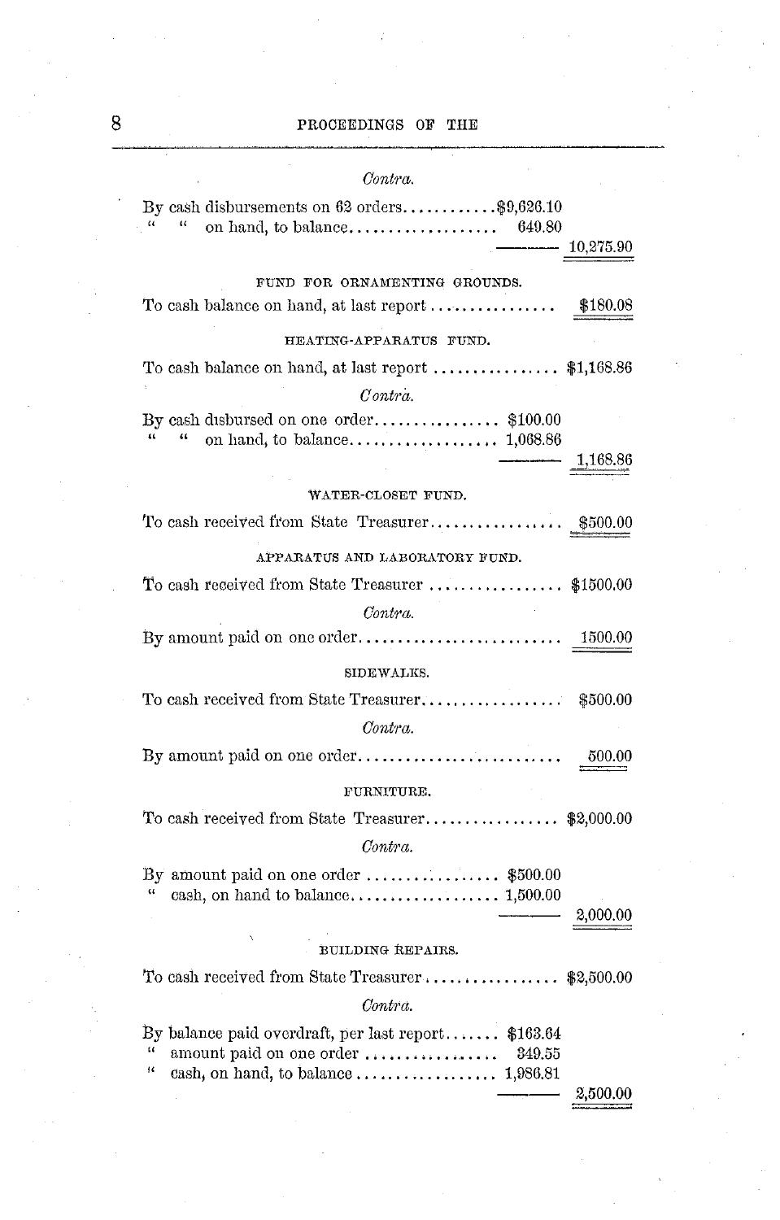*Contra.*

| | | |
|---|---|---|
| By cash disbursements on 62 orders | $9,626.10 | |
| " " on hand, to balance | 649.80 | |
| | | 10,275.90 |

FUND FOR ORNAMENTING GROUNDS.

| | |
|---|---|
| To cash balance on hand, at last report | $180.08 |

HEATING-APPARATUS FUND.

| | | |
|---|---|---|
| To cash balance on hand, at last report | | $1,168.86 |

*Contra.*

| | | |
|---|---|---|
| By cash disbursed on one order | $100.00 | |
| " " on hand, to balance | 1,068.86 | |
| | | 1,168.86 |

WATER-CLOSET FUND.

| | |
|---|---|
| To cash received from State Treasurer | $500.00 |

APPARATUS AND LABORATORY FUND.

| | |
|---|---|
| To cash received from State Treasurer | $1500.00 |

*Contra.*

| | |
|---|---|
| By amount paid on one order | 1500.00 |

SIDEWALKS.

| | |
|---|---|
| To cash received from State Treasurer | $500.00 |

*Contra.*

| | |
|---|---|
| By amount paid on one order | 500.00 |

FURNITURE.

| | | |
|---|---|---|
| To cash received from State Treasurer | | $2,000.00 |

*Contra.*

| | | |
|---|---|---|
| By amount paid on one order | $500.00 | |
| " cash, on hand to balance | 1,500.00 | |
| | | 2,000.00 |

BUILDING REPAIRS.

| | | |
|---|---|---|
| To cash received from State Treasurer | | $2,500.00 |

*Contra.*

| | | |
|---|---|---|
| By balance paid overdraft, per last report | $163.64 | |
| " amount paid on one order | 349.55 | |
| " cash, on hand, to balance | 1,986.81 | |
| | | 2,500.00 |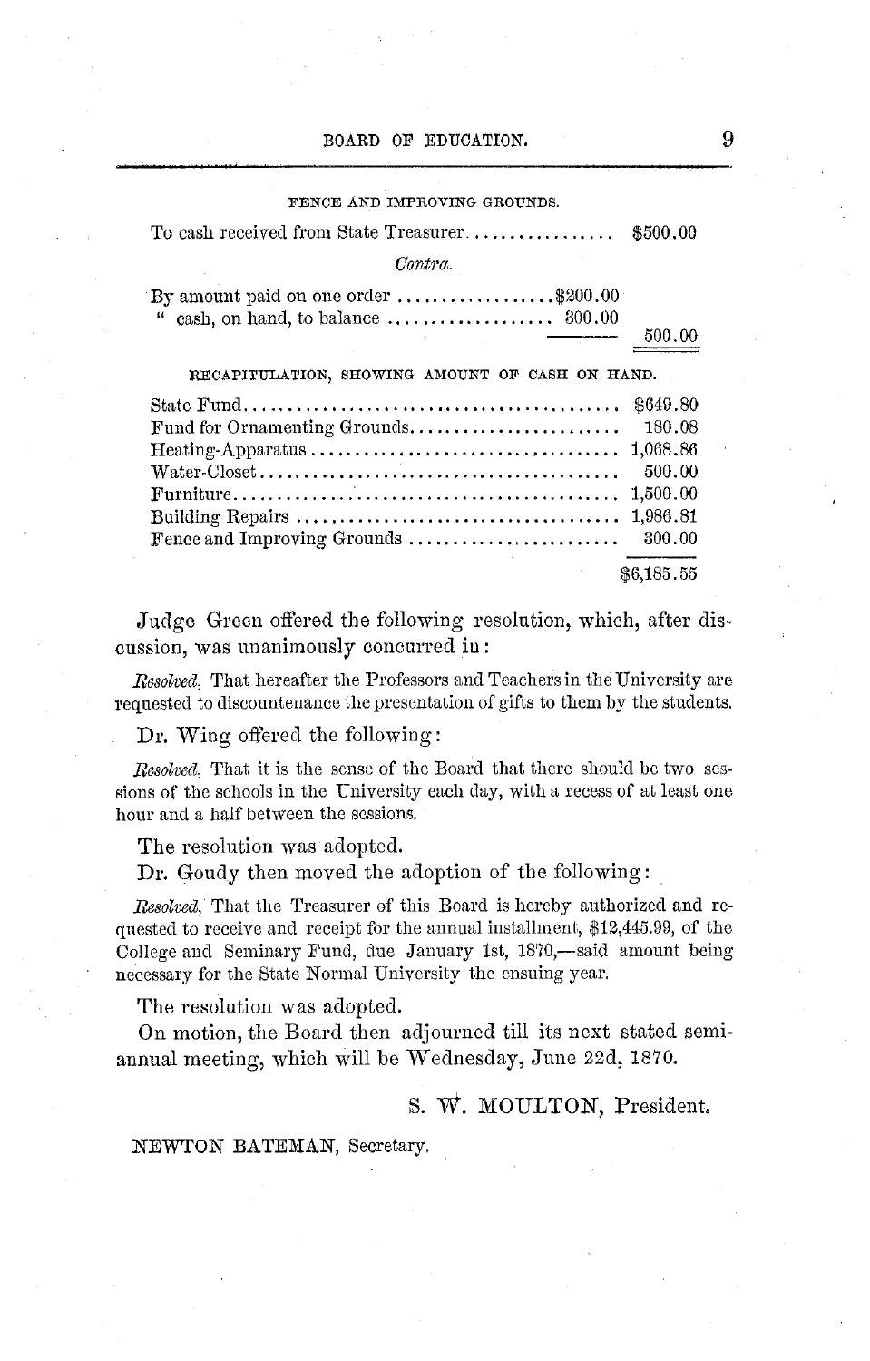### FENCE AND IMPROVING GROUNDS.

| | | |
|---|---|---|
| To cash received from State Treasurer................. | | $500.00 |
| *Contra.* | | |
| By amount paid on one order .................. | $200.00 | |
| " cash, on hand, to balance .................. | 300.00 | |
| | | 500.00 |

### RECAPITULATION, SHOWING AMOUNT OF CASH ON HAND.

| | |
|---|---|
| State Fund.......................................... | $649.80 |
| Fund for Ornamenting Grounds........................ | 180.08 |
| Heating-Apparatus................................... | 1,068.86 |
| Water-Closet........................................ | 500.00 |
| Furniture........................................... | 1,500.00 |
| Building Repairs.................................... | 1,986.81 |
| Fence and Improving Grounds......................... | 300.00 |
| | $6,185.55 |

Judge Green offered the following resolution, which, after discussion, was unanimously concurred in:

*Resolved,* That hereafter the Professors and Teachers in the University are requested to discountenance the presentation of gifts to them by the students.

Dr. Wing offered the following:

*Resolved,* That it is the sense of the Board that there should be two sessions of the schools in the University each day, with a recess of at least one hour and a half between the sessions.

The resolution was adopted.

Dr. Goudy then moved the adoption of the following:

*Resolved,* That the Treasurer of this Board is hereby authorized and requested to receive and receipt for the annual installment, $12,445.99, of the College and Seminary Fund, due January 1st, 1870,—said amount being necessary for the State Normal University the ensuing year.

The resolution was adopted.

On motion, the Board then adjourned till its next stated semi-annual meeting, which will be Wednesday, June 22d, 1870.

S. W. MOULTON, President.

NEWTON BATEMAN, Secretary.